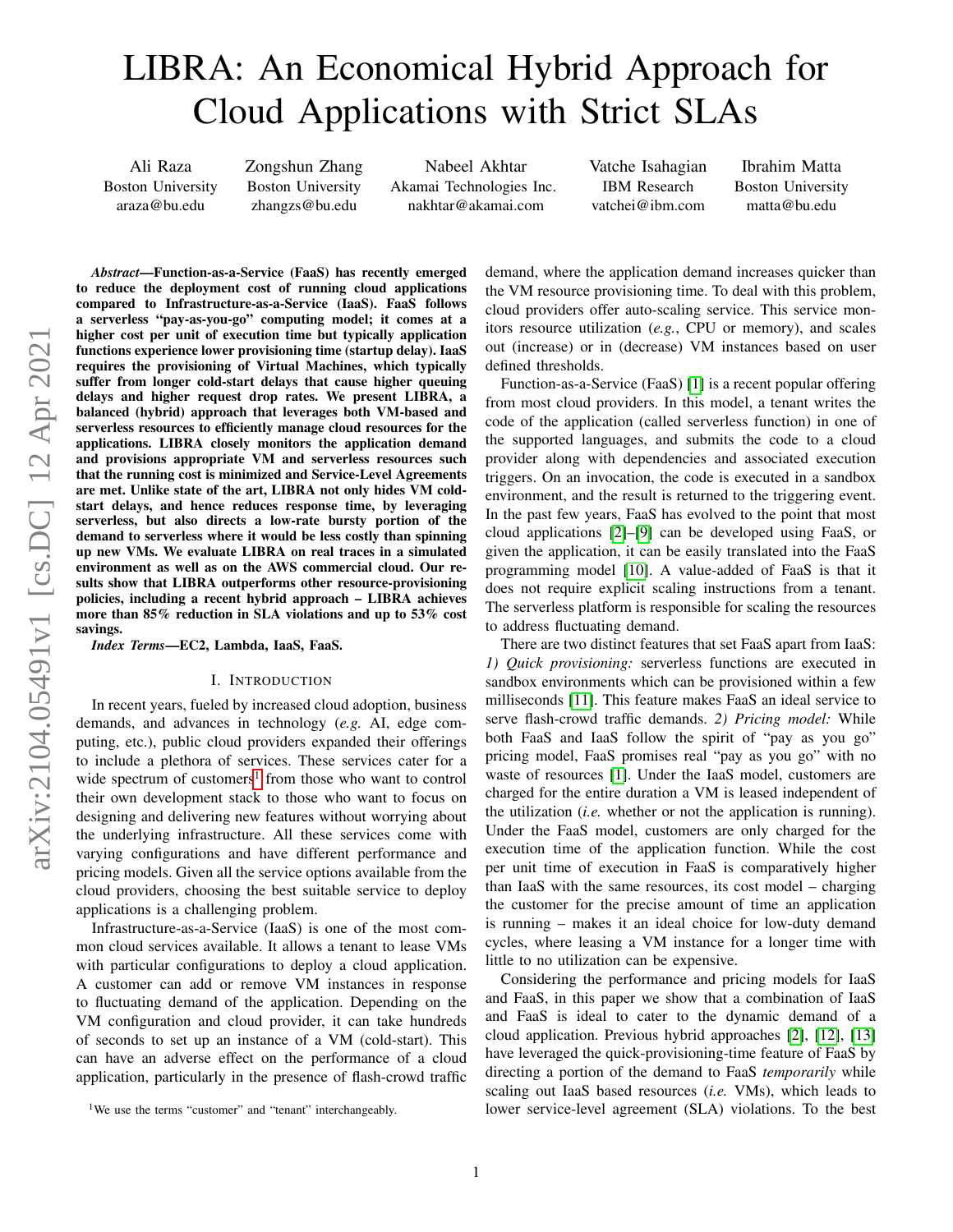# LIBRA: An Economical Hybrid Approach for Cloud Applications with Strict SLAs

Ali Raza
Boston University
araza@bu.edu

Zongshun Zhang
Boston University
zhangzs@bu.edu

Nabeel Akhtar
Akamai Technologies Inc.
nakhtar@akamai.com

Vatche Isahagian
IBM Research
vatchei@ibm.com

Ibrahim Matta
Boston University
matta@bu.edu

***Abstract*—Function-as-a-Service (FaaS) has recently emerged to reduce the deployment cost of running cloud applications compared to Infrastructure-as-a-Service (IaaS). FaaS follows a serverless "pay-as-you-go" computing model; it comes at a higher cost per unit of execution time but typically application functions experience lower provisioning time (startup delay). IaaS requires the provisioning of Virtual Machines, which typically suffer from longer cold-start delays that cause higher queuing delays and higher request drop rates. We present LIBRA, a balanced (hybrid) approach that leverages both VM-based and serverless resources to efficiently manage cloud resources for the applications. LIBRA closely monitors the application demand and provisions appropriate VM and serverless resources such that the running cost is minimized and Service-Level Agreements are met. Unlike state of the art, LIBRA not only hides VM cold-start delays, and hence reduces response time, by leveraging serverless, but also directs a low-rate bursty portion of the demand to serverless where it would be less costly than spinning up new VMs. We evaluate LIBRA on real traces in a simulated environment as well as on the AWS commercial cloud. Our results show that LIBRA outperforms other resource-provisioning policies, including a recent hybrid approach – LIBRA achieves more than 85% reduction in SLA violations and up to 53% cost savings.**

***Index Terms*—EC2, Lambda, IaaS, FaaS.**

## I. Introduction

In recent years, fueled by increased cloud adoption, business demands, and advances in technology (*e.g.* AI, edge computing, etc.), public cloud providers expanded their offerings to include a plethora of services. These services cater for a wide spectrum of customers[1] from those who want to control their own development stack to those who want to focus on designing and delivering new features without worrying about the underlying infrastructure. All these services come with varying configurations and have different performance and pricing models. Given all the service options available from the cloud providers, choosing the best suitable service to deploy applications is a challenging problem.

Infrastructure-as-a-Service (IaaS) is one of the most common cloud services available. It allows a tenant to lease VMs with particular configurations to deploy a cloud application. A customer can add or remove VM instances in response to fluctuating demand of the application. Depending on the VM configuration and cloud provider, it can take hundreds of seconds to set up an instance of a VM (cold-start). This can have an adverse effect on the performance of a cloud application, particularly in the presence of flash-crowd traffic demand, where the application demand increases quicker than the VM resource provisioning time. To deal with this problem, cloud providers offer auto-scaling service. This service monitors resource utilization (*e.g.*, CPU or memory), and scales out (increase) or in (decrease) VM instances based on user defined thresholds.

Function-as-a-Service (FaaS) [1] is a recent popular offering from most cloud providers. In this model, a tenant writes the code of the application (called serverless function) in one of the supported languages, and submits the code to a cloud provider along with dependencies and associated execution triggers. On an invocation, the code is executed in a sandbox environment, and the result is returned to the triggering event. In the past few years, FaaS has evolved to the point that most cloud applications [2]–[9] can be developed using FaaS, or given the application, it can be easily translated into the FaaS programming model [10]. A value-added of FaaS is that it does not require explicit scaling instructions from a tenant. The serverless platform is responsible for scaling the resources to address fluctuating demand.

There are two distinct features that set FaaS apart from IaaS: *1) Quick provisioning:* serverless functions are executed in sandbox environments which can be provisioned within a few milliseconds [11]. This feature makes FaaS an ideal service to serve flash-crowd traffic demands. *2) Pricing model:* While both FaaS and IaaS follow the spirit of "pay as you go" pricing model, FaaS promises real "pay as you go" with no waste of resources [1]. Under the IaaS model, customers are charged for the entire duration a VM is leased independent of the utilization (*i.e.* whether or not the application is running). Under the FaaS model, customers are only charged for the execution time of the application function. While the cost per unit time of execution in FaaS is comparatively higher than IaaS with the same resources, its cost model – charging the customer for the precise amount of time an application is running – makes it an ideal choice for low-duty demand cycles, where leasing a VM instance for a longer time with little to no utilization can be expensive.

Considering the performance and pricing models for IaaS and FaaS, in this paper we show that a combination of IaaS and FaaS is ideal to cater to the dynamic demand of a cloud application. Previous hybrid approaches [2], [12], [13] have leveraged the quick-provisioning-time feature of FaaS by directing a portion of the demand to FaaS *temporarily* while scaling out IaaS based resources (*i.e.* VMs), which leads to lower service-level agreement (SLA) violations. To the best

[1]We use the terms "customer" and "tenant" interchangeably.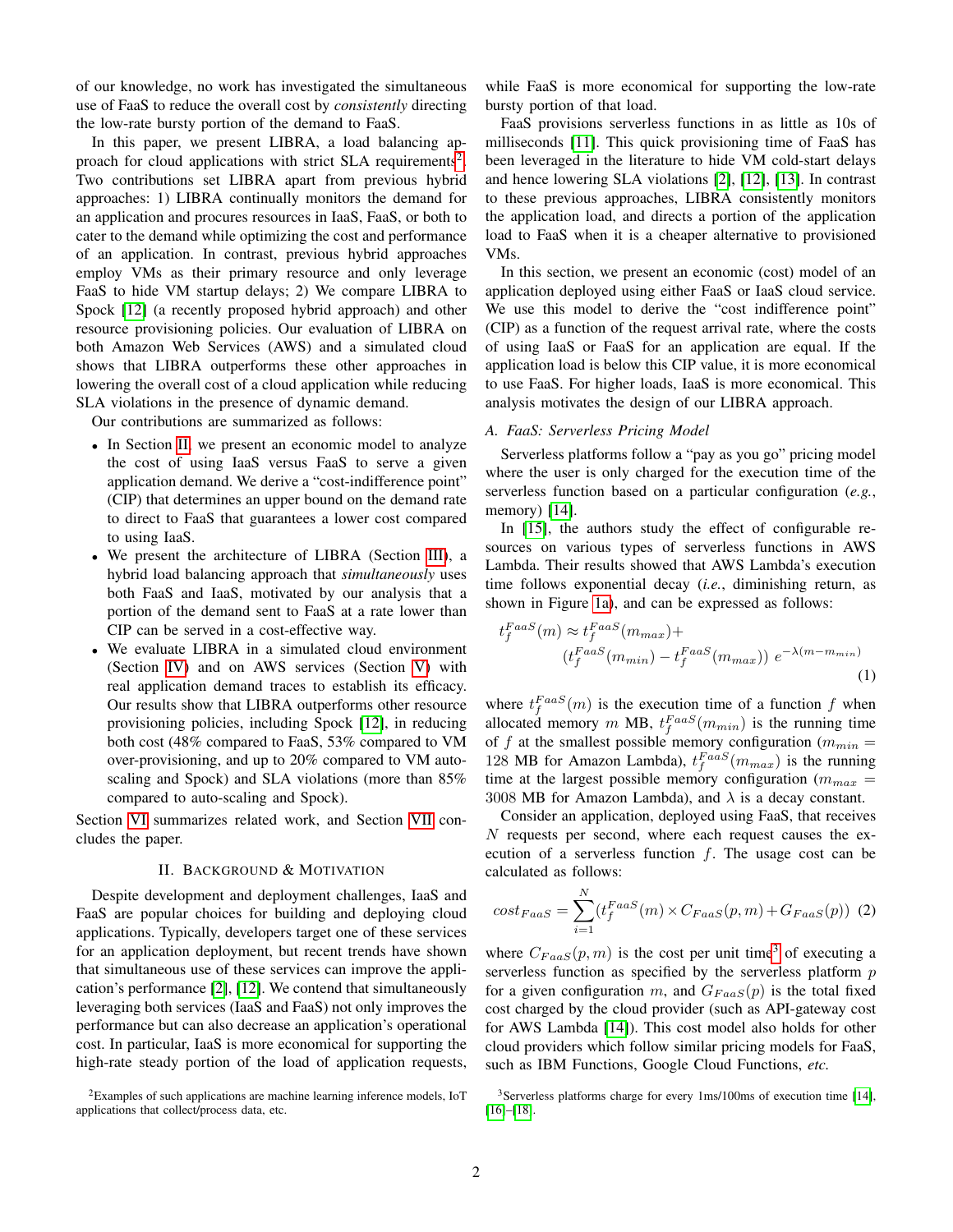of our knowledge, no work has investigated the simultaneous use of FaaS to reduce the overall cost by *consistently* directing the low-rate bursty portion of the demand to FaaS.

In this paper, we present LIBRA, a load balancing approach for cloud applications with strict SLA requirements[2]. Two contributions set LIBRA apart from previous hybrid approaches: 1) LIBRA continually monitors the demand for an application and procures resources in IaaS, FaaS, or both to cater to the demand while optimizing the cost and performance of an application. In contrast, previous hybrid approaches employ VMs as their primary resource and only leverage FaaS to hide VM startup delays; 2) We compare LIBRA to Spock [12] (a recently proposed hybrid approach) and other resource provisioning policies. Our evaluation of LIBRA on both Amazon Web Services (AWS) and a simulated cloud shows that LIBRA outperforms these other approaches in lowering the overall cost of a cloud application while reducing SLA violations in the presence of dynamic demand.

Our contributions are summarized as follows:

- In Section II, we present an economic model to analyze the cost of using IaaS versus FaaS to serve a given application demand. We derive a "cost-indifference point" (CIP) that determines an upper bound on the demand rate to direct to FaaS that guarantees a lower cost compared to using IaaS.
- We present the architecture of LIBRA (Section III), a hybrid load balancing approach that *simultaneously* uses both FaaS and IaaS, motivated by our analysis that a portion of the demand sent to FaaS at a rate lower than CIP can be served in a cost-effective way.
- We evaluate LIBRA in a simulated cloud environment (Section IV) and on AWS services (Section V) with real application demand traces to establish its efficacy. Our results show that LIBRA outperforms other resource provisioning policies, including Spock [12], in reducing both cost (48% compared to FaaS, 53% compared to VM over-provisioning, and up to 20% compared to VM auto-scaling and Spock) and SLA violations (more than 85% compared to auto-scaling and Spock).

Section VI summarizes related work, and Section VII concludes the paper.

## II. Background & Motivation

Despite development and deployment challenges, IaaS and FaaS are popular choices for building and deploying cloud applications. Typically, developers target one of these services for an application deployment, but recent trends have shown that simultaneous use of these services can improve the application's performance [2], [12]. We contend that simultaneously leveraging both services (IaaS and FaaS) not only improves the performance but can also decrease an application's operational cost. In particular, IaaS is more economical for supporting the high-rate steady portion of the load of application requests, while FaaS is more economical for supporting the low-rate bursty portion of that load.

FaaS provisions serverless functions in as little as 10s of milliseconds [11]. This quick provisioning time of FaaS has been leveraged in the literature to hide VM cold-start delays and hence lowering SLA violations [2], [12], [13]. In contrast to these previous approaches, LIBRA consistently monitors the application load, and directs a portion of the application load to FaaS when it is a cheaper alternative to provisioned VMs.

In this section, we present an economic (cost) model of an application deployed using either FaaS or IaaS cloud service. We use this model to derive the "cost indifference point" (CIP) as a function of the request arrival rate, where the costs of using IaaS or FaaS for an application are equal. If the application load is below this CIP value, it is more economical to use FaaS. For higher loads, IaaS is more economical. This analysis motivates the design of our LIBRA approach.

### A. FaaS: Serverless Pricing Model

Serverless platforms follow a "pay as you go" pricing model where the user is only charged for the execution time of the serverless function based on a particular configuration (*e.g.*, memory) [14].

In [15], the authors study the effect of configurable resources on various types of serverless functions in AWS Lambda. Their results showed that AWS Lambda's execution time follows exponential decay (*i.e.*, diminishing return, as shown in Figure 1a), and can be expressed as follows:

$$t_f^{FaaS}(m) \approx t_f^{FaaS}(m_{max}) + \left(t_f^{FaaS}(m_{min}) - t_f^{FaaS}(m_{max})\right) e^{-\lambda(m-m_{min})} \quad (1)$$

where $t_f^{FaaS}(m)$ is the execution time of a function $f$ when allocated memory $m$ MB, $t_f^{FaaS}(m_{min})$ is the running time of $f$ at the smallest possible memory configuration ($m_{min}$ = 128 MB for Amazon Lambda), $t_f^{FaaS}(m_{max})$ is the running time at the largest possible memory configuration ($m_{max}$ = 3008 MB for Amazon Lambda), and $\lambda$ is a decay constant.

Consider an application, deployed using FaaS, that receives $N$ requests per second, where each request causes the execution of a serverless function $f$. The usage cost can be calculated as follows:

$$cost_{FaaS} = \sum_{i=1}^{N} \left(t_f^{FaaS}(m) \times C_{FaaS}(p,m) + G_{FaaS}(p)\right) \quad (2)$$

where $C_{FaaS}(p,m)$ is the cost per unit time[3] of executing a serverless function as specified by the serverless platform $p$ for a given configuration $m$, and $G_{FaaS}(p)$ is the total fixed cost charged by the cloud provider (such as API-gateway cost for AWS Lambda [14]). This cost model also holds for other cloud providers which follow similar pricing models for FaaS, such as IBM Functions, Google Cloud Functions, *etc.*

[2]Examples of such applications are machine learning inference models, IoT applications that collect/process data, etc.

[3]Serverless platforms charge for every 1ms/100ms of execution time [14], [16]–[18].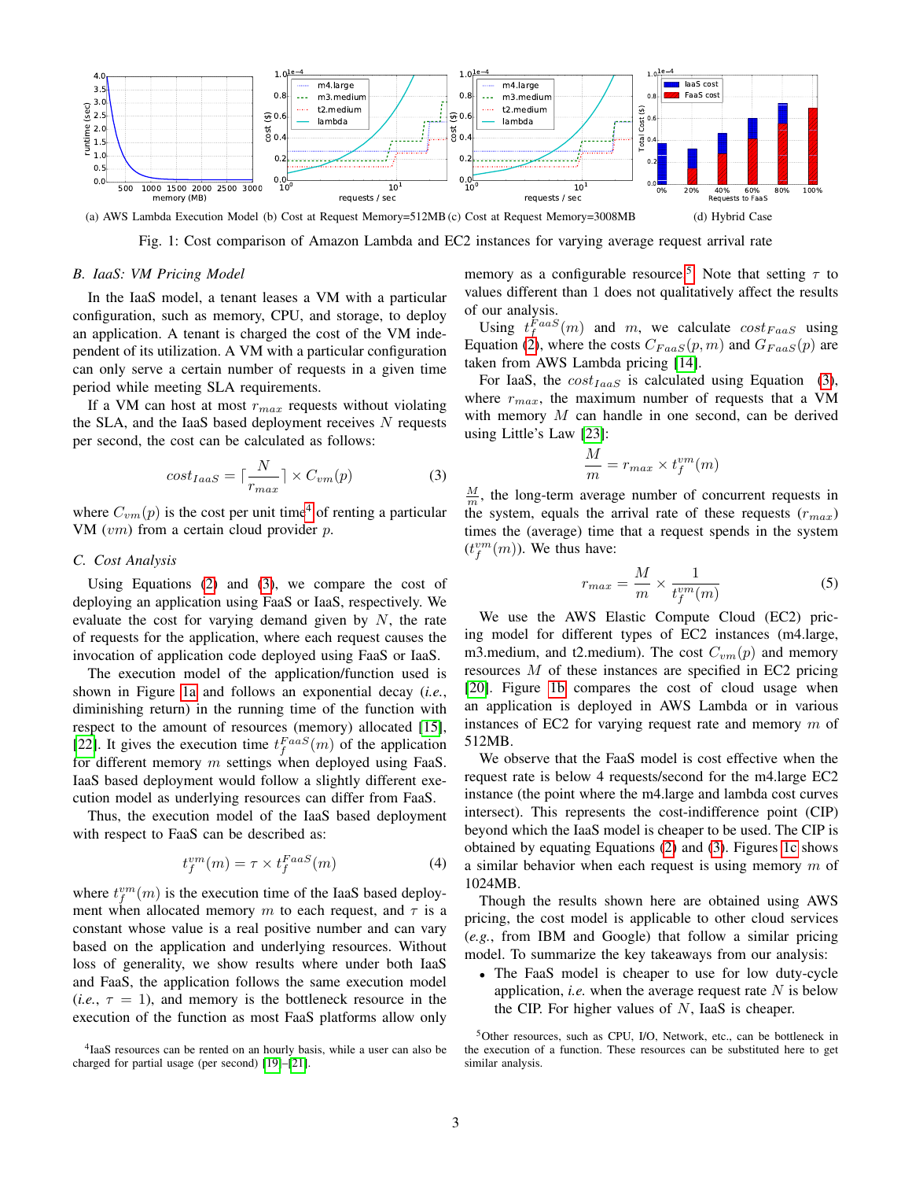(a) AWS Lambda Execution Model (b) Cost at Request Memory=512MB (c) Cost at Request Memory=3008MB (d) Hybrid Case

Fig. 1: Cost comparison of Amazon Lambda and EC2 instances for varying average request arrival rate

### B. IaaS: VM Pricing Model

In the IaaS model, a tenant leases a VM with a particular configuration, such as memory, CPU, and storage, to deploy an application. A tenant is charged the cost of the VM independent of its utilization. A VM with a particular configuration can only serve a certain number of requests in a given time period while meeting SLA requirements.

If a VM can host at most $r_{max}$ requests without violating the SLA, and the IaaS based deployment receives $N$ requests per second, the cost can be calculated as follows:

$$cost_{IaaS} = \lceil \frac{N}{r_{max}} \rceil \times C_{vm}(p) \quad (3)$$

where $C_{vm}(p)$ is the cost per unit time[4] of renting a particular VM ($vm$) from a certain cloud provider $p$.

### C. Cost Analysis

Using Equations (2) and (3), we compare the cost of deploying an application using FaaS or IaaS, respectively. We evaluate the cost for varying demand given by $N$, the rate of requests for the application, where each request causes the invocation of application code deployed using FaaS or IaaS.

The execution model of the application/function used is shown in Figure 1a and follows an exponential decay (*i.e.*, diminishing return) in the running time of the function with respect to the amount of resources (memory) allocated [15], [22]. It gives the execution time $t_f^{FaaS}(m)$ of the application for different memory $m$ settings when deployed using FaaS. IaaS based deployment would follow a slightly different execution model as underlying resources can differ from FaaS.

Thus, the execution model of the IaaS based deployment with respect to FaaS can be described as:

$$t_f^{vm}(m) = \tau \times t_f^{FaaS}(m) \quad (4)$$

where $t_f^{vm}(m)$ is the execution time of the IaaS based deployment when allocated memory $m$ to each request, and $\tau$ is a constant whose value is a real positive number and can vary based on the application and underlying resources. Without loss of generality, we show results where under both IaaS and FaaS, the application follows the same execution model (*i.e.*, $\tau = 1$), and memory is the bottleneck resource in the execution of the function as most FaaS platforms allow only memory as a configurable resource[5]. Note that setting $\tau$ to values different than 1 does not qualitatively affect the results of our analysis.

Using $t_f^{FaaS}(m)$ and $m$, we calculate $cost_{FaaS}$ using Equation (2), where the costs $C_{FaaS}(p, m)$ and $G_{FaaS}(p)$ are taken from AWS Lambda pricing [14].

For IaaS, the $cost_{IaaS}$ is calculated using Equation (3), where $r_{max}$, the maximum number of requests that a VM with memory $M$ can handle in one second, can be derived using Little's Law [23]:

$$\frac{M}{m} = r_{max} \times t_f^{vm}(m)$$

$\frac{M}{m}$, the long-term average number of concurrent requests in the system, equals the arrival rate of these requests ($r_{max}$) times the (average) time that a request spends in the system ($t_f^{vm}(m)$). We thus have:

$$r_{max} = \frac{M}{m} \times \frac{1}{t_f^{vm}(m)} \quad (5)$$

We use the AWS Elastic Compute Cloud (EC2) pricing model for different types of EC2 instances (m4.large, m3.medium, and t2.medium). The cost $C_{vm}(p)$ and memory resources $M$ of these instances are specified in EC2 pricing [20]. Figure 1b compares the cost of cloud usage when an application is deployed in AWS Lambda or in various instances of EC2 for varying request rate and memory $m$ of 512MB.

We observe that the FaaS model is cost effective when the request rate is below 4 requests/second for the m4.large EC2 instance (the point where the m4.large and lambda cost curves intersect). This represents the cost-indifference point (CIP) beyond which the IaaS model is cheaper to be used. The CIP is obtained by equating Equations (2) and (3). Figures 1c shows a similar behavior when each request is using memory $m$ of 1024MB.

Though the results shown here are obtained using AWS pricing, the cost model is applicable to other cloud services (*e.g.*, from IBM and Google) that follow a similar pricing model. To summarize the key takeaways from our analysis:

- The FaaS model is cheaper to use for low duty-cycle application, *i.e.* when the average request rate $N$ is below the CIP. For higher values of $N$, IaaS is cheaper.

[4] IaaS resources can be rented on an hourly basis, while a user can also be charged for partial usage (per second) [19]–[21].

[5] Other resources, such as CPU, I/O, Network, etc., can be bottleneck in the execution of a function. These resources can be substituted here to get similar analysis.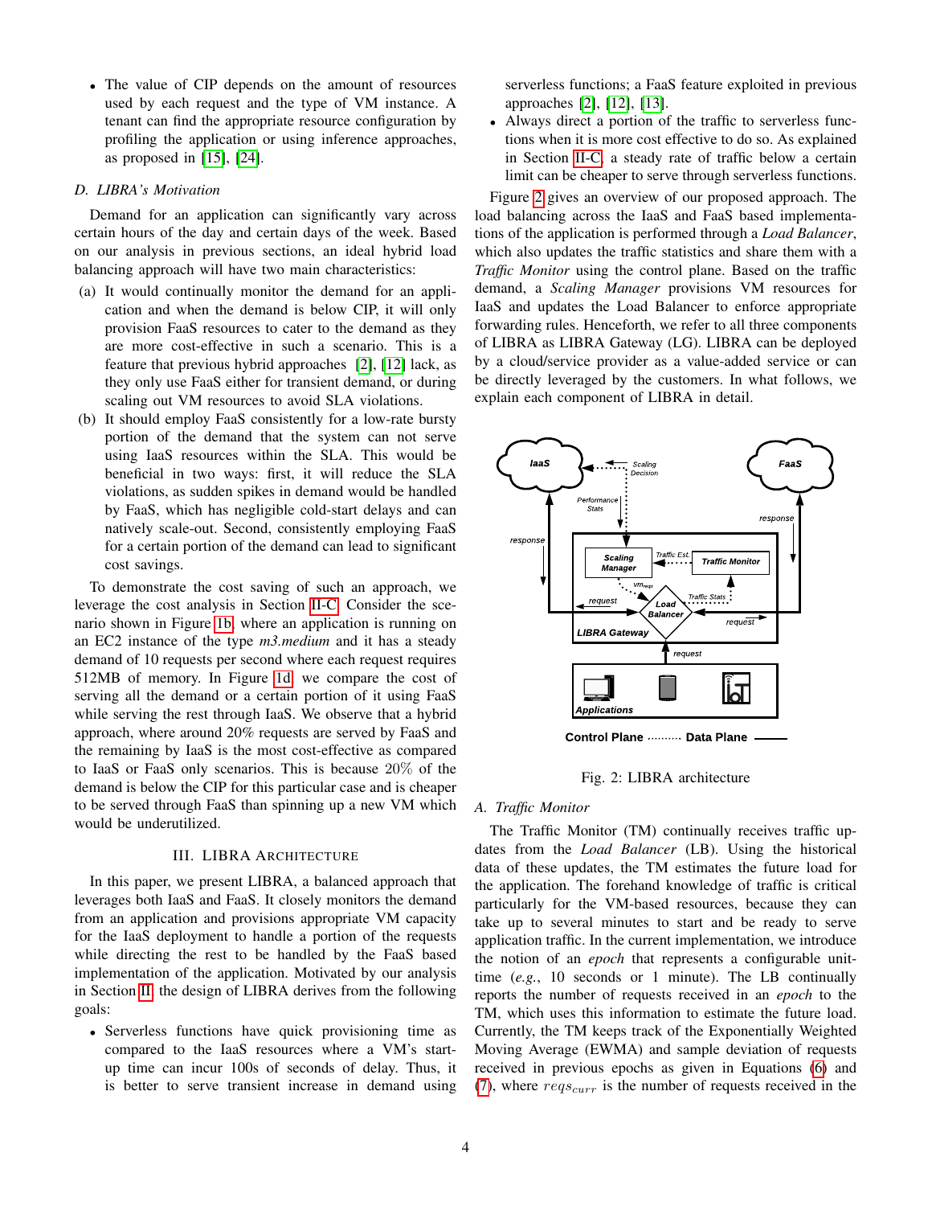- The value of CIP depends on the amount of resources used by each request and the type of VM instance. A tenant can find the appropriate resource configuration by profiling the application or using inference approaches, as proposed in [15], [24].

### D. LIBRA's Motivation

Demand for an application can significantly vary across certain hours of the day and certain days of the week. Based on our analysis in previous sections, an ideal hybrid load balancing approach will have two main characteristics:

(a) It would continually monitor the demand for an application and when the demand is below CIP, it will only provision FaaS resources to cater to the demand as they are more cost-effective in such a scenario. This is a feature that previous hybrid approaches [2], [12] lack, as they only use FaaS either for transient demand, or during scaling out VM resources to avoid SLA violations.

(b) It should employ FaaS consistently for a low-rate bursty portion of the demand that the system can not serve using IaaS resources within the SLA. This would be beneficial in two ways: first, it will reduce the SLA violations, as sudden spikes in demand would be handled by FaaS, which has negligible cold-start delays and can natively scale-out. Second, consistently employing FaaS for a certain portion of the demand can lead to significant cost savings.

To demonstrate the cost saving of such an approach, we leverage the cost analysis in Section II-C. Consider the scenario shown in Figure 1b where an application is running on an EC2 instance of the type *m3.medium* and it has a steady demand of 10 requests per second where each request requires 512MB of memory. In Figure 1d, we compare the cost of serving all the demand or a certain portion of it using FaaS while serving the rest through IaaS. We observe that a hybrid approach, where around 20% requests are served by FaaS and the remaining by IaaS is the most cost-effective as compared to IaaS or FaaS only scenarios. This is because $20\%$ of the demand is below the CIP for this particular case and is cheaper to be served through FaaS than spinning up a new VM which would be underutilized.

## III. LIBRA Architecture

In this paper, we present LIBRA, a balanced approach that leverages both IaaS and FaaS. It closely monitors the demand from an application and provisions appropriate VM capacity for the IaaS deployment to handle a portion of the requests while directing the rest to be handled by the FaaS based implementation of the application. Motivated by our analysis in Section II, the design of LIBRA derives from the following goals:

- Serverless functions have quick provisioning time as compared to the IaaS resources where a VM's start-up time can incur 100s of seconds of delay. Thus, it is better to serve transient increase in demand using serverless functions; a FaaS feature exploited in previous approaches [2], [12], [13].
- Always direct a portion of the traffic to serverless functions when it is more cost effective to do so. As explained in Section II-C, a steady rate of traffic below a certain limit can be cheaper to serve through serverless functions.

Figure 2 gives an overview of our proposed approach. The load balancing across the IaaS and FaaS based implementations of the application is performed through a *Load Balancer*, which also updates the traffic statistics and share them with a *Traffic Monitor* using the control plane. Based on the traffic demand, a *Scaling Manager* provisions VM resources for IaaS and updates the Load Balancer to enforce appropriate forwarding rules. Henceforth, we refer to all three components of LIBRA as LIBRA Gateway (LG). LIBRA can be deployed by a cloud/service provider as a value-added service or can be directly leveraged by the customers. In what follows, we explain each component of LIBRA in detail.

Fig. 2: LIBRA architecture

### A. Traffic Monitor

The Traffic Monitor (TM) continually receives traffic updates from the *Load Balancer* (LB). Using the historical data of these updates, the TM estimates the future load for the application. The forehand knowledge of traffic is critical particularly for the VM-based resources, because they can take up to several minutes to start and be ready to serve application traffic. In the current implementation, we introduce the notion of an *epoch* that represents a configurable unit-time (*e.g.*, 10 seconds or 1 minute). The LB continually reports the number of requests received in an *epoch* to the TM, which uses this information to estimate the future load. Currently, the TM keeps track of the Exponentially Weighted Moving Average (EWMA) and sample deviation of requests received in previous epochs as given in Equations (6) and (7), where $reqs_{curr}$ is the number of requests received in the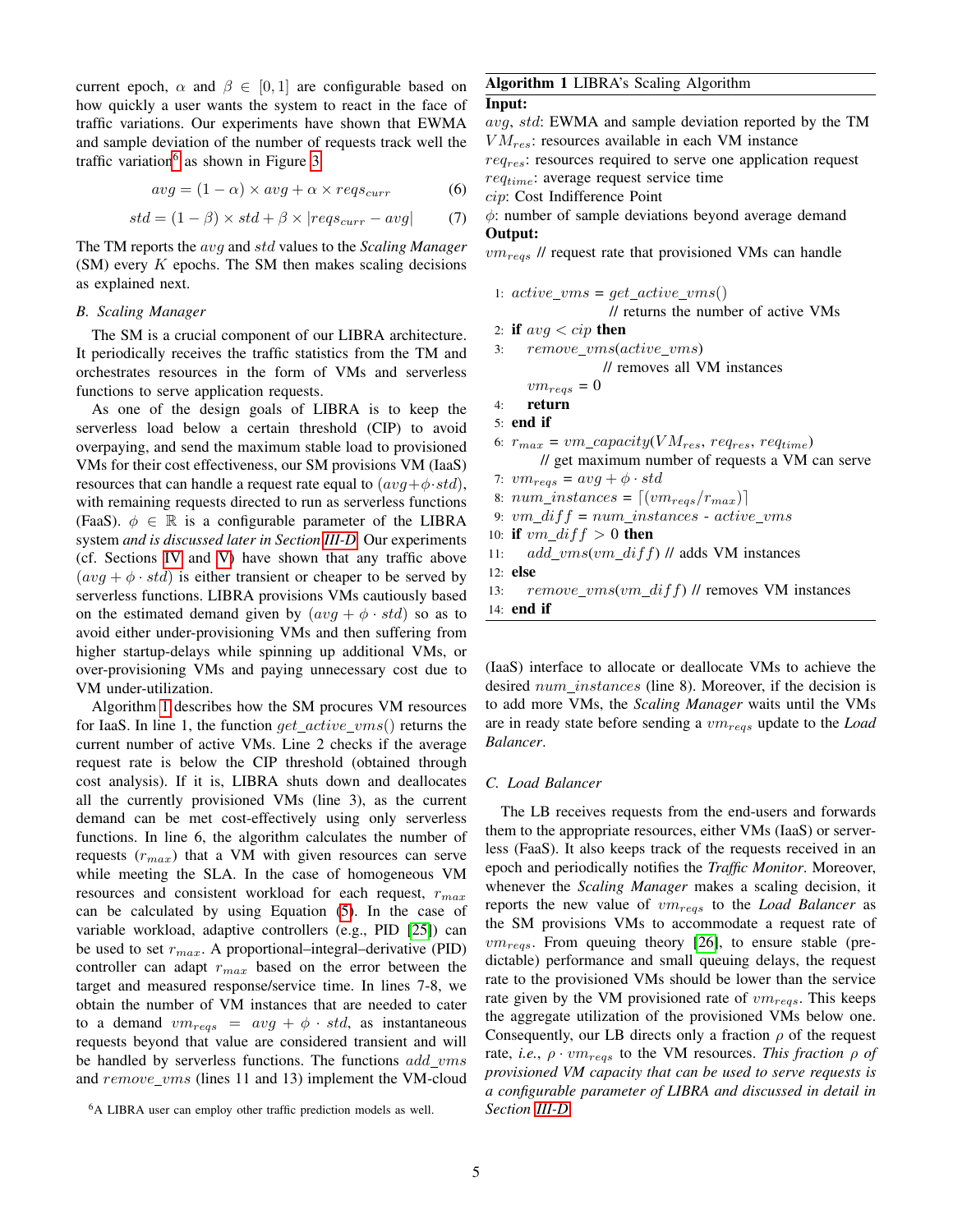current epoch, $\alpha$ and $\beta \in [0,1]$ are configurable based on how quickly a user wants the system to react in the face of traffic variations. Our experiments have shown that EWMA and sample deviation of the number of requests track well the traffic variation[6] as shown in Figure 3.

$$avg = (1-\alpha) \times avg + \alpha \times reqs_{curr} \quad (6)$$

$$std = (1-\beta) \times std + \beta \times |reqs_{curr} - avg| \quad (7)$$

The TM reports the $avg$ and $std$ values to the *Scaling Manager* (SM) every $K$ epochs. The SM then makes scaling decisions as explained next.

### B. Scaling Manager

The SM is a crucial component of our LIBRA architecture. It periodically receives the traffic statistics from the TM and orchestrates resources in the form of VMs and serverless functions to serve application requests.

As one of the design goals of LIBRA is to keep the serverless load below a certain threshold (CIP) to avoid overpaying, and send the maximum stable load to provisioned VMs for their cost effectiveness, our SM provisions VM (IaaS) resources that can handle a request rate equal to $(avg+\phi \cdot std)$, with remaining requests directed to run as serverless functions (FaaS). $\phi \in \mathbb{R}$ is a configurable parameter of the LIBRA system *and is discussed later in Section III-D*. Our experiments (cf. Sections IV and V) have shown that any traffic above $(avg + \phi \cdot std)$ is either transient or cheaper to be served by serverless functions. LIBRA provisions VMs cautiously based on the estimated demand given by $(avg + \phi \cdot std)$ so as to avoid either under-provisioning VMs and then suffering from higher startup-delays while spinning up additional VMs, or over-provisioning VMs and paying unnecessary cost due to VM under-utilization.

Algorithm 1 describes how the SM procures VM resources for IaaS. In line 1, the function $get\_active\_vms()$ returns the current number of active VMs. Line 2 checks if the average request rate is below the CIP threshold (obtained through cost analysis). If it is, LIBRA shuts down and deallocates all the currently provisioned VMs (line 3), as the current demand can be met cost-effectively using only serverless functions. In line 6, the algorithm calculates the number of requests ($r_{max}$) that a VM with given resources can serve while meeting the SLA. In the case of homogeneous VM resources and consistent workload for each request, $r_{max}$ can be calculated by using Equation (5). In the case of variable workload, adaptive controllers (e.g., PID [25]) can be used to set $r_{max}$. A proportional–integral–derivative (PID) controller can adapt $r_{max}$ based on the error between the target and measured response/service time. In lines 7-8, we obtain the number of VM instances that are needed to cater to a demand $vm_{reqs} = avg + \phi \cdot std$, as instantaneous requests beyond that value are considered transient and will be handled by serverless functions. The functions $add\_vms$ and $remove\_vms$ (lines 11 and 13) implement the VM-cloud

[6] A LIBRA user can employ other traffic prediction models as well.

---

**Algorithm 1** LIBRA's Scaling Algorithm

**Input:**
$avg$, $std$: EWMA and sample deviation reported by the TM
$VM_{res}$: resources available in each VM instance
$req_{res}$: resources required to serve one application request
$req_{time}$: average request service time
$cip$: Cost Indifference Point
$\phi$: number of sample deviations beyond average demand

**Output:**
$vm_{reqs}$ // request rate that provisioned VMs can handle

1: $active\_vms$ = $get\_active\_vms()$
  // returns the number of active VMs
2: **if** $avg < cip$ **then**
3:   $remove\_vms(active\_vms)$
   // removes all VM instances
   $vm_{reqs}$ = 0
4:   **return**
5: **end if**
6: $r_{max}$ = $vm\_capacity(VM_{res}, req_{res}, req_{time})$
  // get maximum number of requests a VM can serve
7: $vm_{reqs}$ = $avg + \phi \cdot std$
8: $num\_instances$ = $\lceil (vm_{reqs}/r_{max}) \rceil$
9: $vm\_diff$ = $num\_instances$ - $active\_vms$
10: **if** $vm\_diff > 0$ **then**
11:   $add\_vms(vm\_diff)$ // adds VM instances
12: **else**
13:   $remove\_vms(vm\_diff)$ // removes VM instances
14: **end if**

---

(IaaS) interface to allocate or deallocate VMs to achieve the desired $num\_instances$ (line 8). Moreover, if the decision is to add more VMs, the *Scaling Manager* waits until the VMs are in ready state before sending a $vm_{reqs}$ update to the *Load Balancer*.

### C. Load Balancer

The LB receives requests from the end-users and forwards them to the appropriate resources, either VMs (IaaS) or serverless (FaaS). It also keeps track of the requests received in an epoch and periodically notifies the *Traffic Monitor*. Moreover, whenever the *Scaling Manager* makes a scaling decision, it reports the new value of $vm_{reqs}$ to the *Load Balancer* as the SM provisions VMs to accommodate a request rate of $vm_{reqs}$. From queuing theory [26], to ensure stable (predictable) performance and small queuing delays, the request rate to the provisioned VMs should be lower than the service rate given by the VM provisioned rate of $vm_{reqs}$. This keeps the aggregate utilization of the provisioned VMs below one. Consequently, our LB directs only a fraction $\rho$ of the request rate, *i.e.*, $\rho \cdot vm_{reqs}$ to the VM resources. *This fraction $\rho$ of provisioned VM capacity that can be used to serve requests is a configurable parameter of LIBRA and discussed in detail in Section III-D.*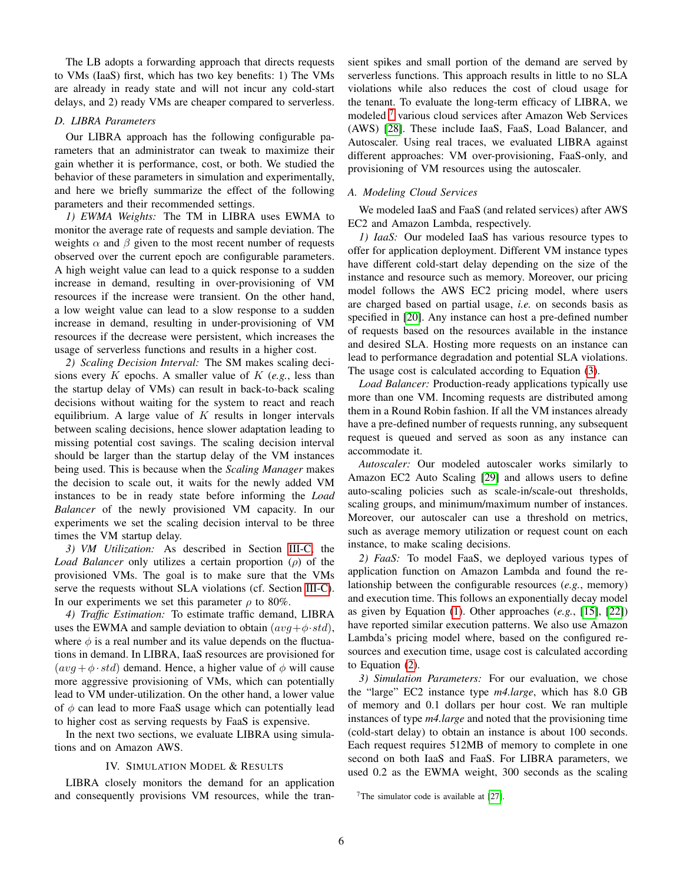The LB adopts a forwarding approach that directs requests to VMs (IaaS) first, which has two key benefits: 1) The VMs are already in ready state and will not incur any cold-start delays, and 2) ready VMs are cheaper compared to serverless.

### D. LIBRA Parameters

Our LIBRA approach has the following configurable parameters that an administrator can tweak to maximize their gain whether it is performance, cost, or both. We studied the behavior of these parameters in simulation and experimentally, and here we briefly summarize the effect of the following parameters and their recommended settings.

*1) EWMA Weights:* The TM in LIBRA uses EWMA to monitor the average rate of requests and sample deviation. The weights $\alpha$ and $\beta$ given to the most recent number of requests observed over the current epoch are configurable parameters. A high weight value can lead to a quick response to a sudden increase in demand, resulting in over-provisioning of VM resources if the increase were transient. On the other hand, a low weight value can lead to a slow response to a sudden increase in demand, resulting in under-provisioning of VM resources if the decrease were persistent, which increases the usage of serverless functions and results in a higher cost.

*2) Scaling Decision Interval:* The SM makes scaling decisions every $K$ epochs. A smaller value of $K$ (*e.g.*, less than the startup delay of VMs) can result in back-to-back scaling decisions without waiting for the system to react and reach equilibrium. A large value of $K$ results in longer intervals between scaling decisions, hence slower adaptation leading to missing potential cost savings. The scaling decision interval should be larger than the startup delay of the VM instances being used. This is because when the *Scaling Manager* makes the decision to scale out, it waits for the newly added VM instances to be in ready state before informing the *Load Balancer* of the newly provisioned VM capacity. In our experiments we set the scaling decision interval to be three times the VM startup delay.

*3) VM Utilization:* As described in Section III-C, the *Load Balancer* only utilizes a certain proportion ($\rho$) of the provisioned VMs. The goal is to make sure that the VMs serve the requests without SLA violations (cf. Section III-C). In our experiments we set this parameter $\rho$ to 80%.

*4) Traffic Estimation:* To estimate traffic demand, LIBRA uses the EWMA and sample deviation to obtain $(avg+\phi\cdot std)$, where $\phi$ is a real number and its value depends on the fluctuations in demand. In LIBRA, IaaS resources are provisioned for $(avg+\phi\cdot std)$ demand. Hence, a higher value of $\phi$ will cause more aggressive provisioning of VMs, which can potentially lead to VM under-utilization. On the other hand, a lower value of $\phi$ can lead to more FaaS usage which can potentially lead to higher cost as serving requests by FaaS is expensive.

In the next two sections, we evaluate LIBRA using simulations and on Amazon AWS.

## IV. Simulation Model & Results

LIBRA closely monitors the demand for an application and consequently provisions VM resources, while the transient spikes and small portion of the demand are served by serverless functions. This approach results in little to no SLA violations while also reduces the cost of cloud usage for the tenant. To evaluate the long-term efficacy of LIBRA, we modeled[7] various cloud services after Amazon Web Services (AWS) [28]. These include IaaS, FaaS, Load Balancer, and Autoscaler. Using real traces, we evaluated LIBRA against different approaches: VM over-provisioning, FaaS-only, and provisioning of VM resources using the autoscaler.

### A. Modeling Cloud Services

We modeled IaaS and FaaS (and related services) after AWS EC2 and Amazon Lambda, respectively.

*1) IaaS:* Our modeled IaaS has various resource types to offer for application deployment. Different VM instance types have different cold-start delay depending on the size of the instance and resource such as memory. Moreover, our pricing model follows the AWS EC2 pricing model, where users are charged based on partial usage, *i.e.* on seconds basis as specified in [20]. Any instance can host a pre-defined number of requests based on the resources available in the instance and desired SLA. Hosting more requests on an instance can lead to performance degradation and potential SLA violations. The usage cost is calculated according to Equation (3).

*Load Balancer:* Production-ready applications typically use more than one VM. Incoming requests are distributed among them in a Round Robin fashion. If all the VM instances already have a pre-defined number of requests running, any subsequent request is queued and served as soon as any instance can accommodate it.

*Autoscaler:* Our modeled autoscaler works similarly to Amazon EC2 Auto Scaling [29] and allows users to define auto-scaling policies such as scale-in/scale-out thresholds, scaling groups, and minimum/maximum number of instances. Moreover, our autoscaler can use a threshold on metrics, such as average memory utilization or request count on each instance, to make scaling decisions.

*2) FaaS:* To model FaaS, we deployed various types of application function on Amazon Lambda and found the relationship between the configurable resources (*e.g.*, memory) and execution time. This follows an exponentially decay model as given by Equation (1). Other approaches (*e.g.*, [15], [22]) have reported similar execution patterns. We also use Amazon Lambda's pricing model where, based on the configured resources and execution time, usage cost is calculated according to Equation (2).

*3) Simulation Parameters:* For our evaluation, we chose the "large" EC2 instance type *m4.large*, which has 8.0 GB of memory and 0.1 dollars per hour cost. We ran multiple instances of type *m4.large* and noted that the provisioning time (cold-start delay) to obtain an instance is about 100 seconds. Each request requires 512MB of memory to complete in one second on both IaaS and FaaS. For LIBRA parameters, we used 0.2 as the EWMA weight, 300 seconds as the scaling

[7] The simulator code is available at [27].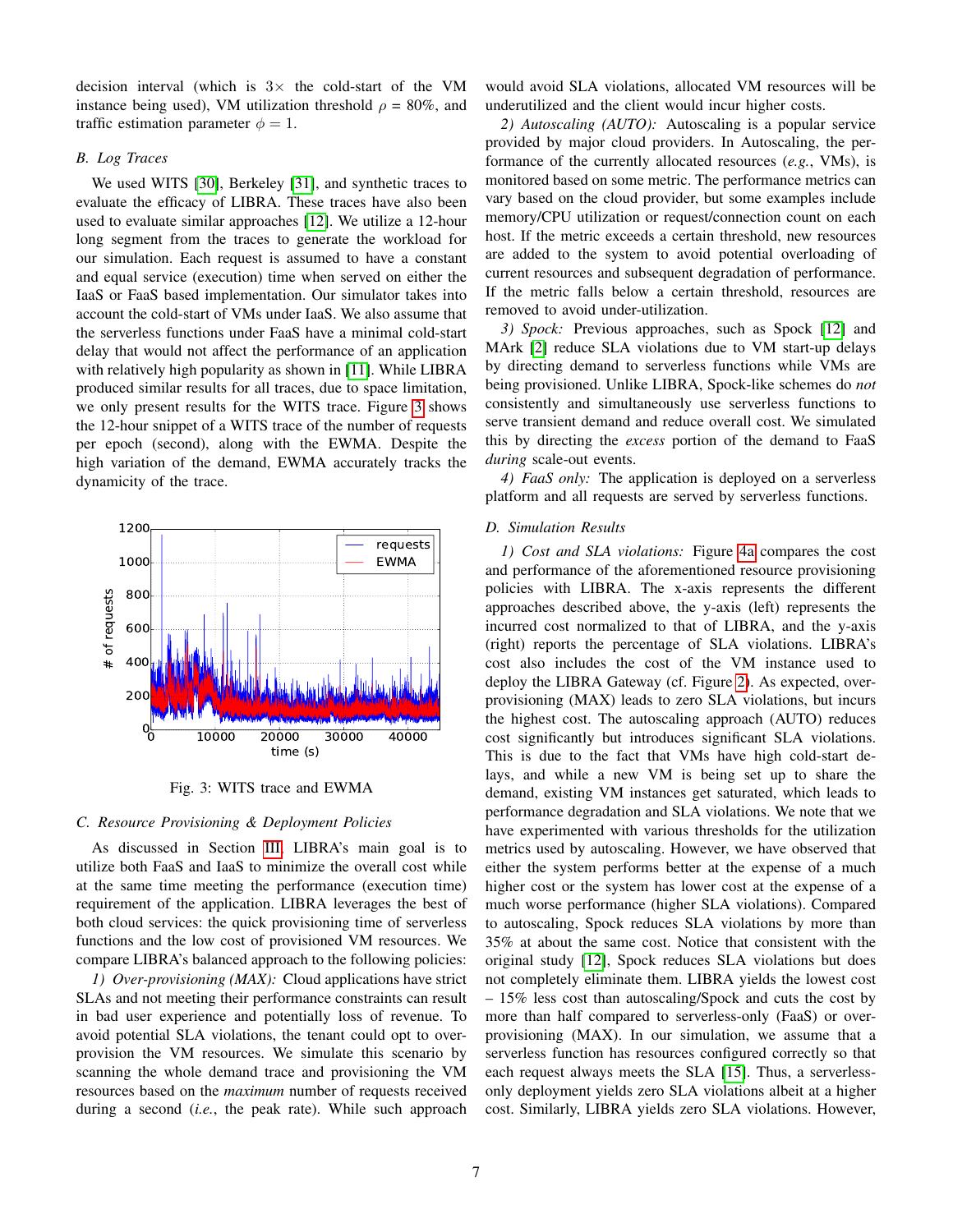decision interval (which is 3× the cold-start of the VM instance being used), VM utilization threshold $\rho$ = 80%, and traffic estimation parameter $\phi = 1$.

### B. Log Traces

We used WITS [30], Berkeley [31], and synthetic traces to evaluate the efficacy of LIBRA. These traces have also been used to evaluate similar approaches [12]. We utilize a 12-hour long segment from the traces to generate the workload for our simulation. Each request is assumed to have a constant and equal service (execution) time when served on either the IaaS or FaaS based implementation. Our simulator takes into account the cold-start of VMs under IaaS. We also assume that the serverless functions under FaaS have a minimal cold-start delay that would not affect the performance of an application with relatively high popularity as shown in [11]. While LIBRA produced similar results for all traces, due to space limitation, we only present results for the WITS trace. Figure 3 shows the 12-hour snippet of a WITS trace of the number of requests per epoch (second), along with the EWMA. Despite the high variation of the demand, EWMA accurately tracks the dynamicity of the trace.

Fig. 3: WITS trace and EWMA

### C. Resource Provisioning & Deployment Policies

As discussed in Section III, LIBRA's main goal is to utilize both FaaS and IaaS to minimize the overall cost while at the same time meeting the performance (execution time) requirement of the application. LIBRA leverages the best of both cloud services: the quick provisioning time of serverless functions and the low cost of provisioned VM resources. We compare LIBRA's balanced approach to the following policies:

*1) Over-provisioning (MAX):* Cloud applications have strict SLAs and not meeting their performance constraints can result in bad user experience and potentially loss of revenue. To avoid potential SLA violations, the tenant could opt to over-provision the VM resources. We simulate this scenario by scanning the whole demand trace and provisioning the VM resources based on the *maximum* number of requests received during a second (*i.e.*, the peak rate). While such approach would avoid SLA violations, allocated VM resources will be underutilized and the client would incur higher costs.

*2) Autoscaling (AUTO):* Autoscaling is a popular service provided by major cloud providers. In Autoscaling, the performance of the currently allocated resources (*e.g.*, VMs), is monitored based on some metric. The performance metrics can vary based on the cloud provider, but some examples include memory/CPU utilization or request/connection count on each host. If the metric exceeds a certain threshold, new resources are added to the system to avoid potential overloading of current resources and subsequent degradation of performance. If the metric falls below a certain threshold, resources are removed to avoid under-utilization.

*3) Spock:* Previous approaches, such as Spock [12] and MArk [2] reduce SLA violations due to VM start-up delays by directing demand to serverless functions while VMs are being provisioned. Unlike LIBRA, Spock-like schemes do *not* consistently and simultaneously use serverless functions to serve transient demand and reduce overall cost. We simulated this by directing the *excess* portion of the demand to FaaS *during* scale-out events.

*4) FaaS only:* The application is deployed on a serverless platform and all requests are served by serverless functions.

### D. Simulation Results

*1) Cost and SLA violations:* Figure 4a compares the cost and performance of the aforementioned resource provisioning policies with LIBRA. The x-axis represents the different approaches described above, the y-axis (left) represents the incurred cost normalized to that of LIBRA, and the y-axis (right) reports the percentage of SLA violations. LIBRA's cost also includes the cost of the VM instance used to deploy the LIBRA Gateway (cf. Figure 2). As expected, over-provisioning (MAX) leads to zero SLA violations, but incurs the highest cost. The autoscaling approach (AUTO) reduces cost significantly but introduces significant SLA violations. This is due to the fact that VMs have high cold-start delays, and while a new VM is being set up to share the demand, existing VM instances get saturated, which leads to performance degradation and SLA violations. We note that we have experimented with various thresholds for the utilization metrics used by autoscaling. However, we have observed that either the system performs better at the expense of a much higher cost or the system has lower cost at the expense of a much worse performance (higher SLA violations). Compared to autoscaling, Spock reduces SLA violations by more than 35% at about the same cost. Notice that consistent with the original study [12], Spock reduces SLA violations but does not completely eliminate them. LIBRA yields the lowest cost – 15% less cost than autoscaling/Spock and cuts the cost by more than half compared to serverless-only (FaaS) or over-provisioning (MAX). In our simulation, we assume that a serverless function has resources configured correctly so that each request always meets the SLA [15]. Thus, a serverless-only deployment yields zero SLA violations albeit at a higher cost. Similarly, LIBRA yields zero SLA violations. However,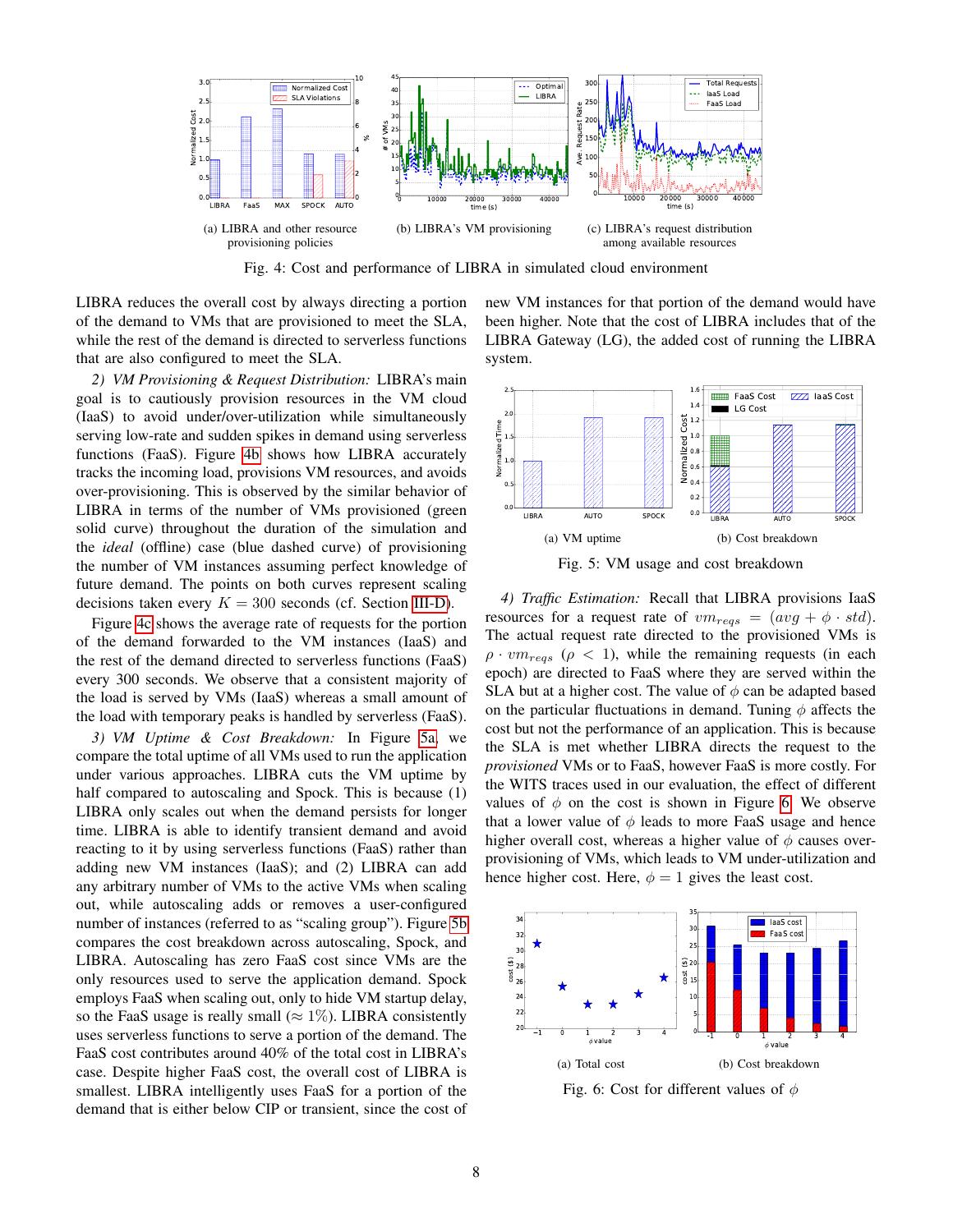Fig. 4: Cost and performance of LIBRA in simulated cloud environment

(a) LIBRA and other resource provisioning policies

(b) LIBRA's VM provisioning

(c) LIBRA's request distribution among available resources

LIBRA reduces the overall cost by always directing a portion of the demand to VMs that are provisioned to meet the SLA, while the rest of the demand is directed to serverless functions that are also configured to meet the SLA.

*2) VM Provisioning & Request Distribution:* LIBRA's main goal is to cautiously provision resources in the VM cloud (IaaS) to avoid under/over-utilization while simultaneously serving low-rate and sudden spikes in demand using serverless functions (FaaS). Figure 4b shows how LIBRA accurately tracks the incoming load, provisions VM resources, and avoids over-provisioning. This is observed by the similar behavior of LIBRA in terms of the number of VMs provisioned (green solid curve) throughout the duration of the simulation and the *ideal* (offline) case (blue dashed curve) of provisioning the number of VM instances assuming perfect knowledge of future demand. The points on both curves represent scaling decisions taken every $K = 300$ seconds (cf. Section III-D).

Figure 4c shows the average rate of requests for the portion of the demand forwarded to the VM instances (IaaS) and the rest of the demand directed to serverless functions (FaaS) every 300 seconds. We observe that a consistent majority of the load is served by VMs (IaaS) whereas a small amount of the load with temporary peaks is handled by serverless (FaaS).

*3) VM Uptime & Cost Breakdown:* In Figure 5a, we compare the total uptime of all VMs used to run the application under various approaches. LIBRA cuts the VM uptime by half compared to autoscaling and Spock. This is because (1) LIBRA only scales out when the demand persists for longer time. LIBRA is able to identify transient demand and avoid reacting to it by using serverless functions (FaaS) rather than adding new VM instances (IaaS); and (2) LIBRA can add any arbitrary number of VMs to the active VMs when scaling out, while autoscaling adds or removes a user-configured number of instances (referred to as "scaling group"). Figure 5b compares the cost breakdown across autoscaling, Spock, and LIBRA. Autoscaling has zero FaaS cost since VMs are the only resources used to serve the application demand. Spock employs FaaS when scaling out, only to hide VM startup delay, so the FaaS usage is really small ($\approx 1\%$). LIBRA consistently uses serverless functions to serve a portion of the demand. The FaaS cost contributes around 40% of the total cost in LIBRA's case. Despite higher FaaS cost, the overall cost of LIBRA is smallest. LIBRA intelligently uses FaaS for a portion of the demand that is either below CIP or transient, since the cost of new VM instances for that portion of the demand would have been higher. Note that the cost of LIBRA includes that of the LIBRA Gateway (LG), the added cost of running the LIBRA system.

Fig. 5: VM usage and cost breakdown

(a) VM uptime

(b) Cost breakdown

*4) Traffic Estimation:* Recall that LIBRA provisions IaaS resources for a request rate of $vm_{reqs} = (avg + \phi \cdot std)$. The actual request rate directed to the provisioned VMs is $\rho \cdot vm_{reqs}$ ($\rho < 1$), while the remaining requests (in each epoch) are directed to FaaS where they are served within the SLA but at a higher cost. The value of $\phi$ can be adapted based on the particular fluctuations in demand. Tuning $\phi$ affects the cost but not the performance of an application. This is because the SLA is met whether LIBRA directs the request to the *provisioned* VMs or to FaaS, however FaaS is more costly. For the WITS traces used in our evaluation, the effect of different values of $\phi$ on the cost is shown in Figure 6. We observe that a lower value of $\phi$ leads to more FaaS usage and hence higher overall cost, whereas a higher value of $\phi$ causes over-provisioning of VMs, which leads to VM under-utilization and hence higher cost. Here, $\phi = 1$ gives the least cost.

Fig. 6: Cost for different values of $\phi$

(a) Total cost

(b) Cost breakdown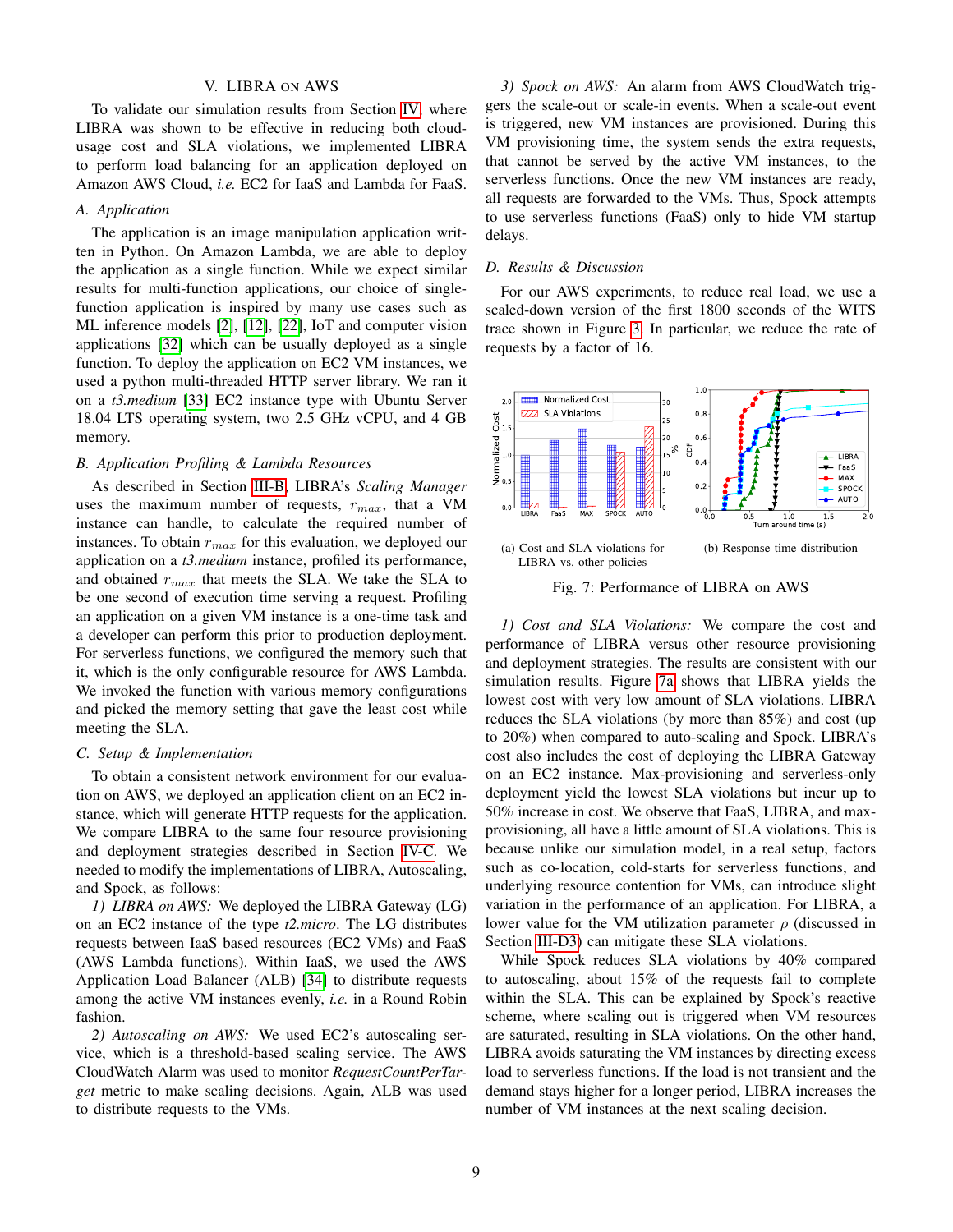## V. LIBRA on AWS

To validate our simulation results from Section IV where LIBRA was shown to be effective in reducing both cloud-usage cost and SLA violations, we implemented LIBRA to perform load balancing for an application deployed on Amazon AWS Cloud, *i.e.* EC2 for IaaS and Lambda for FaaS.

### A. Application

The application is an image manipulation application written in Python. On Amazon Lambda, we are able to deploy the application as a single function. While we expect similar results for multi-function applications, our choice of single-function application is inspired by many use cases such as ML inference models [2], [12], [22], IoT and computer vision applications [32] which can be usually deployed as a single function. To deploy the application on EC2 VM instances, we used a python multi-threaded HTTP server library. We ran it on a *t3.medium* [33] EC2 instance type with Ubuntu Server 18.04 LTS operating system, two 2.5 GHz vCPU, and 4 GB memory.

### B. Application Profiling & Lambda Resources

As described in Section III-B, LIBRA's *Scaling Manager* uses the maximum number of requests, $r_{max}$, that a VM instance can handle, to calculate the required number of instances. To obtain $r_{max}$ for this evaluation, we deployed our application on a *t3.medium* instance, profiled its performance, and obtained $r_{max}$ that meets the SLA. We take the SLA to be one second of execution time serving a request. Profiling an application on a given VM instance is a one-time task and a developer can perform this prior to production deployment. For serverless functions, we configured the memory such that it, which is the only configurable resource for AWS Lambda. We invoked the function with various memory configurations and picked the memory setting that gave the least cost while meeting the SLA.

### C. Setup & Implementation

To obtain a consistent network environment for our evaluation on AWS, we deployed an application client on an EC2 instance, which will generate HTTP requests for the application. We compare LIBRA to the same four resource provisioning and deployment strategies described in Section IV-C. We needed to modify the implementations of LIBRA, Autoscaling, and Spock, as follows:

*1) LIBRA on AWS:* We deployed the LIBRA Gateway (LG) on an EC2 instance of the type *t2.micro*. The LG distributes requests between IaaS based resources (EC2 VMs) and FaaS (AWS Lambda functions). Within IaaS, we used the AWS Application Load Balancer (ALB) [34] to distribute requests among the active VM instances evenly, *i.e.* in a Round Robin fashion.

*2) Autoscaling on AWS:* We used EC2's autoscaling service, which is a threshold-based scaling service. The AWS CloudWatch Alarm was used to monitor *RequestCountPerTarget* metric to make scaling decisions. Again, ALB was used to distribute requests to the VMs.

*3) Spock on AWS:* An alarm from AWS CloudWatch triggers the scale-out or scale-in events. When a scale-out event is triggered, new VM instances are provisioned. During this VM provisioning time, the system sends the extra requests, that cannot be served by the active VM instances, to the serverless functions. Once the new VM instances are ready, all requests are forwarded to the VMs. Thus, Spock attempts to use serverless functions (FaaS) only to hide VM startup delays.

### D. Results & Discussion

For our AWS experiments, to reduce real load, we use a scaled-down version of the first 1800 seconds of the WITS trace shown in Figure 3. In particular, we reduce the rate of requests by a factor of 16.

(a) Cost and SLA violations for LIBRA vs. other policies

(b) Response time distribution

Fig. 7: Performance of LIBRA on AWS

*1) Cost and SLA Violations:* We compare the cost and performance of LIBRA versus other resource provisioning and deployment strategies. The results are consistent with our simulation results. Figure 7a shows that LIBRA yields the lowest cost with very low amount of SLA violations. LIBRA reduces the SLA violations (by more than 85%) and cost (up to 20%) when compared to auto-scaling and Spock. LIBRA's cost also includes the cost of deploying the LIBRA Gateway on an EC2 instance. Max-provisioning and serverless-only deployment yield the lowest SLA violations but incur up to 50% increase in cost. We observe that FaaS, LIBRA, and max-provisioning, all have a little amount of SLA violations. This is because unlike our simulation model, in a real setup, factors such as co-location, cold-starts for serverless functions, and underlying resource contention for VMs, can introduce slight variation in the performance of an application. For LIBRA, a lower value for the VM utilization parameter $\rho$ (discussed in Section III-D3) can mitigate these SLA violations.

While Spock reduces SLA violations by 40% compared to autoscaling, about 15% of the requests fail to complete within the SLA. This can be explained by Spock's reactive scheme, where scaling out is triggered when VM resources are saturated, resulting in SLA violations. On the other hand, LIBRA avoids saturating the VM instances by directing excess load to serverless functions. If the load is not transient and the demand stays higher for a longer period, LIBRA increases the number of VM instances at the next scaling decision.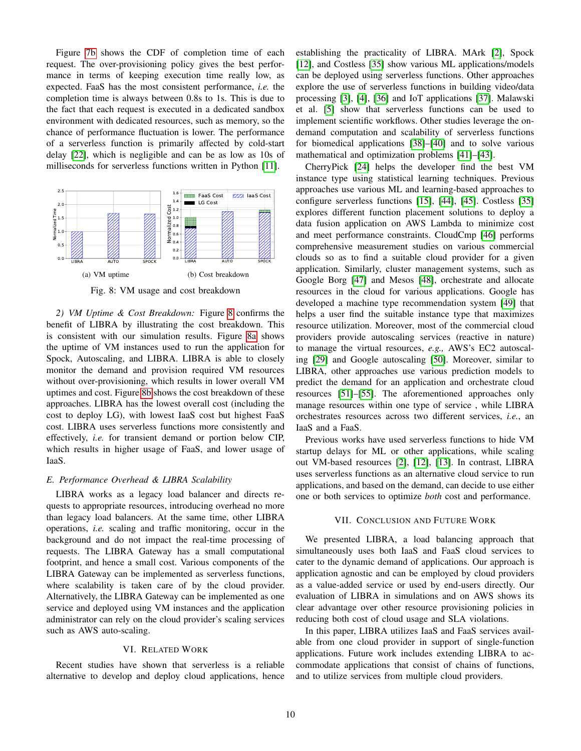Figure 7b shows the CDF of completion time of each request. The over-provisioning policy gives the best performance in terms of keeping execution time really low, as expected. FaaS has the most consistent performance, *i.e.* the completion time is always between 0.8s to 1s. This is due to the fact that each request is executed in a dedicated sandbox environment with dedicated resources, such as memory, so the chance of performance fluctuation is lower. The performance of a serverless function is primarily affected by cold-start delay [22], which is negligible and can be as low as 10s of milliseconds for serverless functions written in Python [11].

(a) VM uptime

(b) Cost breakdown

Fig. 8: VM usage and cost breakdown

*2) VM Uptime & Cost Breakdown:* Figure 8 confirms the benefit of LIBRA by illustrating the cost breakdown. This is consistent with our simulation results. Figure 8a shows the uptime of VM instances used to run the application for Spock, Autoscaling, and LIBRA. LIBRA is able to closely monitor the demand and provision required VM resources without over-provisioning, which results in lower overall VM uptimes and cost. Figure 8b shows the cost breakdown of these approaches. LIBRA has the lowest overall cost (including the cost to deploy LG), with lowest IaaS cost but highest FaaS cost. LIBRA uses serverless functions more consistently and effectively, *i.e.* for transient demand or portion below CIP, which results in higher usage of FaaS, and lower usage of IaaS.

### *E. Performance Overhead & LIBRA Scalability*

LIBRA works as a legacy load balancer and directs requests to appropriate resources, introducing overhead no more than legacy load balancers. At the same time, other LIBRA operations, *i.e.* scaling and traffic monitoring, occur in the background and do not impact the real-time processing of requests. The LIBRA Gateway has a small computational footprint, and hence a small cost. Various components of the LIBRA Gateway can be implemented as serverless functions, where scalability is taken care of by the cloud provider. Alternatively, the LIBRA Gateway can be implemented as one service and deployed using VM instances and the application administrator can rely on the cloud provider's scaling services such as AWS auto-scaling.

## VI. Related Work

Recent studies have shown that serverless is a reliable alternative to develop and deploy cloud applications, hence establishing the practicality of LIBRA. MArk [2], Spock [12], and Costless [35] show various ML applications/models can be deployed using serverless functions. Other approaches explore the use of serverless functions in building video/data processing [3], [4], [36] and IoT applications [37]. Malawski et al. [5] show that serverless functions can be used to implement scientific workflows. Other studies leverage the on-demand computation and scalability of serverless functions for biomedical applications [38]–[40] and to solve various mathematical and optimization problems [41]–[43].

CherryPick [24] helps the developer find the best VM instance type using statistical learning techniques. Previous approaches use various ML and learning-based approaches to configure serverless functions [15], [44], [45]. Costless [35] explores different function placement solutions to deploy a data fusion application on AWS Lambda to minimize cost and meet performance constraints. CloudCmp [46] performs comprehensive measurement studies on various commercial clouds so as to find a suitable cloud provider for a given application. Similarly, cluster management systems, such as Google Borg [47] and Mesos [48], orchestrate and allocate resources in the cloud for various applications. Google has developed a machine type recommendation system [49] that helps a user find the suitable instance type that maximizes resource utilization. Moreover, most of the commercial cloud providers provide autoscaling services (reactive in nature) to manage the virtual resources, *e.g.,* AWS's EC2 autoscaling [29] and Google autoscaling [50]. Moreover, similar to LIBRA, other approaches use various prediction models to predict the demand for an application and orchestrate cloud resources [51]–[55]. The aforementioned approaches only manage resources within one type of service , while LIBRA orchestrates resources across two different services, *i.e.*, an IaaS and a FaaS.

Previous works have used serverless functions to hide VM startup delays for ML or other applications, while scaling out VM-based resources [2], [12], [13]. In contrast, LIBRA uses serverless functions as an alternative cloud service to run applications, and based on the demand, can decide to use either one or both services to optimize *both* cost and performance.

## VII. Conclusion and Future Work

We presented LIBRA, a load balancing approach that simultaneously uses both IaaS and FaaS cloud services to cater to the dynamic demand of applications. Our approach is application agnostic and can be employed by cloud providers as a value-added service or used by end-users directly. Our evaluation of LIBRA in simulations and on AWS shows its clear advantage over other resource provisioning policies in reducing both cost of cloud usage and SLA violations.

In this paper, LIBRA utilizes IaaS and FaaS services available from one cloud provider in support of single-function applications. Future work includes extending LIBRA to accommodate applications that consist of chains of functions, and to utilize services from multiple cloud providers.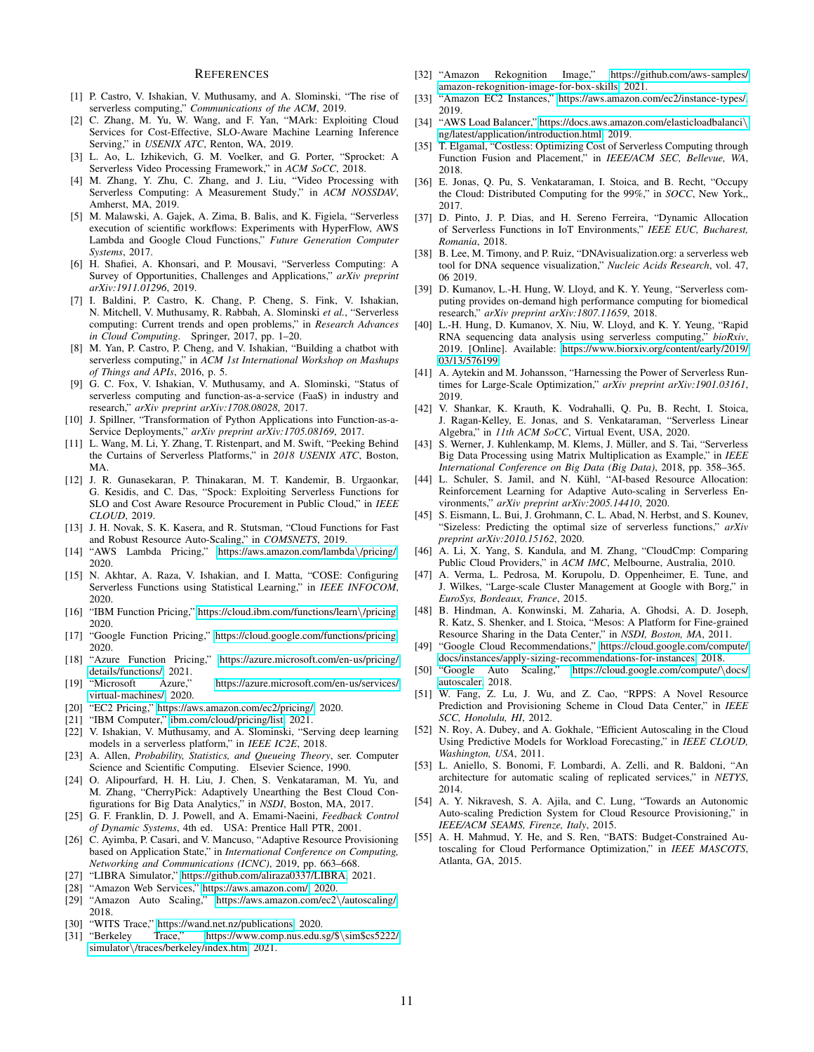# References

[1] P. Castro, V. Ishakian, V. Muthusamy, and A. Slominski, "The rise of serverless computing," *Communications of the ACM*, 2019.

[2] C. Zhang, M. Yu, W. Wang, and F. Yan, "MArk: Exploiting Cloud Services for Cost-Effective, SLO-Aware Machine Learning Inference Serving," in *USENIX ATC*, Renton, WA, 2019.

[3] L. Ao, L. Izhikevich, G. M. Voelker, and G. Porter, "Sprocket: A Serverless Video Processing Framework," in *ACM SoCC*, 2018.

[4] M. Zhang, Y. Zhu, C. Zhang, and J. Liu, "Video Processing with Serverless Computing: A Measurement Study," in *ACM NOSSDAV*, Amherst, MA, 2019.

[5] M. Malawski, A. Gajek, A. Zima, B. Balis, and K. Figiela, "Serverless execution of scientific workflows: Experiments with HyperFlow, AWS Lambda and Google Cloud Functions," *Future Generation Computer Systems*, 2017.

[6] H. Shafiei, A. Khonsari, and P. Mousavi, "Serverless Computing: A Survey of Opportunities, Challenges and Applications," *arXiv preprint arXiv:1911.01296*, 2019.

[7] I. Baldini, P. Castro, K. Chang, P. Cheng, S. Fink, V. Ishakian, N. Mitchell, V. Muthusamy, R. Rabbah, A. Slominski *et al.*, "Serverless computing: Current trends and open problems," in *Research Advances in Cloud Computing*. Springer, 2017, pp. 1–20.

[8] M. Yan, P. Castro, P. Cheng, and V. Ishakian, "Building a chatbot with serverless computing," in *ACM 1st International Workshop on Mashups of Things and APIs*, 2016, p. 5.

[9] G. C. Fox, V. Ishakian, V. Muthusamy, and A. Slominski, "Status of serverless computing and function-as-a-service (FaaS) in industry and research," *arXiv preprint arXiv:1708.08028*, 2017.

[10] J. Spillner, "Transformation of Python Applications into Function-as-a-Service Deployments," *arXiv preprint arXiv:1705.08169*, 2017.

[11] L. Wang, M. Li, Y. Zhang, T. Ristenpart, and M. Swift, "Peeking Behind the Curtains of Serverless Platforms," in *2018 USENIX ATC*, Boston, MA.

[12] J. R. Gunasekaran, P. Thinakaran, M. T. Kandemir, B. Urgaonkar, G. Kesidis, and C. Das, "Spock: Exploiting Serverless Functions for SLO and Cost Aware Resource Procurement in Public Cloud," in *IEEE CLOUD*, 2019.

[13] J. H. Novak, S. K. Kasera, and R. Stutsman, "Cloud Functions for Fast and Robust Resource Auto-Scaling," in *COMSNETS*, 2019.

[14] "AWS Lambda Pricing," https://aws.amazon.com/lambda\/pricing/, 2020.

[15] N. Akhtar, A. Raza, V. Ishakian, and I. Matta, "COSE: Configuring Serverless Functions using Statistical Learning," in *IEEE INFOCOM*, 2020.

[16] "IBM Function Pricing," https://cloud.ibm.com/functions/learn\/pricing, 2020.

[17] "Google Function Pricing," https://cloud.google.com/functions/pricing, 2020.

[18] "Azure Function Pricing," https://azure.microsoft.com/en-us/pricing/details/functions/, 2021.

[19] "Microsoft Azure," https://azure.microsoft.com/en-us/services/virtual-machines/, 2020.

[20] "EC2 Pricing," https://aws.amazon.com/ec2/pricing/, 2020.

[21] "IBM Computer," ibm.com/cloud/pricing/list, 2021.

[22] V. Ishakian, V. Muthusamy, and A. Slominski, "Serving deep learning models in a serverless platform," in *IEEE IC2E*, 2018.

[23] A. Allen, *Probability, Statistics, and Queueing Theory*, ser. Computer Science and Scientific Computing. Elsevier Science, 1990.

[24] O. Alipourfard, H. H. Liu, J. Chen, S. Venkataraman, M. Yu, and M. Zhang, "CherryPick: Adaptively Unearthing the Best Cloud Configurations for Big Data Analytics," in *NSDI*, Boston, MA, 2017.

[25] G. F. Franklin, D. J. Powell, and A. Emami-Naeini, *Feedback Control of Dynamic Systems*, 4th ed. USA: Prentice Hall PTR, 2001.

[26] C. Ayimba, P. Casari, and V. Mancuso, "Adaptive Resource Provisioning based on Application State," in *International Conference on Computing, Networking and Communications (ICNC)*, 2019, pp. 663–668.

[27] "LIBRA Simulator," https://github.com/aliraza0337/LIBRA, 2021.

[28] "Amazon Web Services," https://aws.amazon.com/, 2020.

[29] "Amazon Auto Scaling," https://aws.amazon.com/ec2\/autoscaling/, 2018.

[30] "WITS Trace," https://wand.net.nz/publications, 2020.

[31] "Berkeley Trace," https://www.comp.nus.edu.sg/$\sim$cs5222/simulator\/traces/berkeley/index.htm, 2021.

[32] "Amazon Rekognition Image," https://github.com/aws-samples/amazon-rekognition-image-for-box-skills, 2021.

[33] "Amazon EC2 Instances," https://aws.amazon.com/ec2/instance-types/, 2019.

[34] "AWS Load Balancer," https://docs.aws.amazon.com/elasticloadbalanci\ng/latest/application/introduction.html, 2019.

[35] T. Elgamal, "Costless: Optimizing Cost of Serverless Computing through Function Fusion and Placement," in *IEEE/ACM SEC, Bellevue, WA*, 2018.

[36] E. Jonas, Q. Pu, S. Venkataraman, I. Stoica, and B. Recht, "Occupy the Cloud: Distributed Computing for the 99%," in *SOCC*, New York,, 2017.

[37] D. Pinto, J. P. Dias, and H. Sereno Ferreira, "Dynamic Allocation of Serverless Functions in IoT Environments," *IEEE EUC, Bucharest, Romania*, 2018.

[38] B. Lee, M. Timony, and P. Ruiz, "DNAvisualization.org: a serverless web tool for DNA sequence visualization," *Nucleic Acids Research*, vol. 47, 06 2019.

[39] D. Kumanov, L.-H. Hung, W. Lloyd, and K. Y. Yeung, "Serverless computing provides on-demand high performance computing for biomedical research," *arXiv preprint arXiv:1807.11659*, 2018.

[40] L.-H. Hung, D. Kumanov, X. Niu, W. Lloyd, and K. Y. Yeung, "Rapid RNA sequencing data analysis using serverless computing," *bioRxiv*, 2019. [Online]. Available: https://www.biorxiv.org/content/early/2019/03/13/576199

[41] A. Aytekin and M. Johansson, "Harnessing the Power of Serverless Runtimes for Large-Scale Optimization," *arXiv preprint arXiv:1901.03161*, 2019.

[42] V. Shankar, K. Krauth, K. Vodrahalli, Q. Pu, B. Recht, I. Stoica, J. Ragan-Kelley, E. Jonas, and S. Venkataraman, "Serverless Linear Algebra," in *11th ACM SoCC*, Virtual Event, USA, 2020.

[43] S. Werner, J. Kuhlenkamp, M. Klems, J. Müller, and S. Tai, "Serverless Big Data Processing using Matrix Multiplication as Example," in *IEEE International Conference on Big Data (Big Data)*, 2018, pp. 358–365.

[44] L. Schuler, S. Jamil, and N. Kühl, "AI-based Resource Allocation: Reinforcement Learning for Adaptive Auto-scaling in Serverless Environments," *arXiv preprint arXiv:2005.14410*, 2020.

[45] S. Eismann, L. Bui, J. Grohmann, C. L. Abad, N. Herbst, and S. Kounev, "Sizeless: Predicting the optimal size of serverless functions," *arXiv preprint arXiv:2010.15162*, 2020.

[46] A. Li, X. Yang, S. Kandula, and M. Zhang, "CloudCmp: Comparing Public Cloud Providers," in *ACM IMC*, Melbourne, Australia, 2010.

[47] A. Verma, L. Pedrosa, M. Korupolu, D. Oppenheimer, E. Tune, and J. Wilkes, "Large-scale Cluster Management at Google with Borg," in *EuroSys, Bordeaux, France*, 2015.

[48] B. Hindman, A. Konwinski, M. Zaharia, A. Ghodsi, A. D. Joseph, R. Katz, S. Shenker, and I. Stoica, "Mesos: A Platform for Fine-grained Resource Sharing in the Data Center," in *NSDI, Boston, MA*, 2011.

[49] "Google Cloud Recommendations," https://cloud.google.com/compute/docs/instances/apply-sizing-recommendations-for-instances, 2018.

[50] "Google Auto Scaling," https://cloud.google.com/compute/\docs/autoscaler, 2018.

[51] W. Fang, Z. Lu, J. Wu, and Z. Cao, "RPPS: A Novel Resource Prediction and Provisioning Scheme in Cloud Data Center," in *IEEE SCC, Honolulu, HI*, 2012.

[52] N. Roy, A. Dubey, and A. Gokhale, "Efficient Autoscaling in the Cloud Using Predictive Models for Workload Forecasting," in *IEEE CLOUD, Washington, USA*, 2011.

[53] L. Aniello, S. Bonomi, F. Lombardi, A. Zelli, and R. Baldoni, "An architecture for automatic scaling of replicated services," in *NETYS*, 2014.

[54] A. Y. Nikravesh, S. A. Ajila, and C. Lung, "Towards an Autonomic Auto-scaling Prediction System for Cloud Resource Provisioning," in *IEEE/ACM SEAMS, Firenze, Italy*, 2015.

[55] A. H. Mahmud, Y. He, and S. Ren, "BATS: Budget-Constrained Autoscaling for Cloud Performance Optimization," in *IEEE MASCOTS*, Atlanta, GA, 2015.